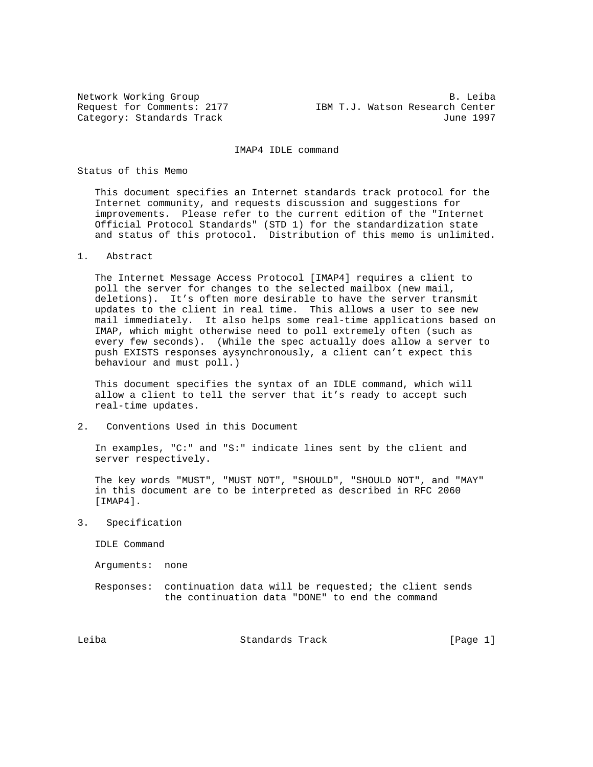Network Working Group                                           B. Leiba
Request for Comments: 2177            IBM T.J. Watson Research Center
Category: Standards Track                                      June 1997

# IMAP4 IDLE command

## Status of this Memo

This document specifies an Internet standards track protocol for the Internet community, and requests discussion and suggestions for improvements. Please refer to the current edition of the "Internet Official Protocol Standards" (STD 1) for the standardization state and status of this protocol. Distribution of this memo is unlimited.

## 1. Abstract

The Internet Message Access Protocol [IMAP4] requires a client to poll the server for changes to the selected mailbox (new mail, deletions). It's often more desirable to have the server transmit updates to the client in real time. This allows a user to see new mail immediately. It also helps some real-time applications based on IMAP, which might otherwise need to poll extremely often (such as every few seconds). (While the spec actually does allow a server to push EXISTS responses aysynchronously, a client can't expect this behaviour and must poll.)

This document specifies the syntax of an IDLE command, which will allow a client to tell the server that it's ready to accept such real-time updates.

## 2. Conventions Used in this Document

In examples, "C:" and "S:" indicate lines sent by the client and server respectively.

The key words "MUST", "MUST NOT", "SHOULD", "SHOULD NOT", and "MAY" in this document are to be interpreted as described in RFC 2060 [IMAP4].

## 3. Specification

IDLE Command

Arguments: none

Responses: continuation data will be requested; the client sends the continuation data "DONE" to end the command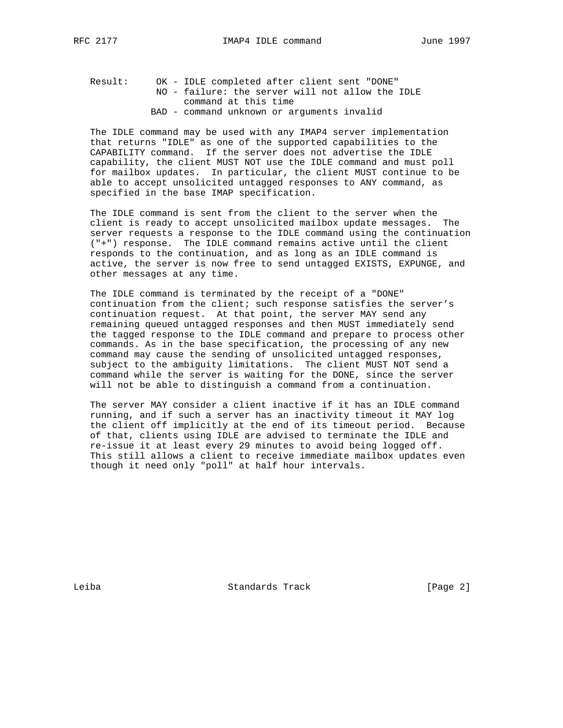Result: OK - IDLE completed after client sent "DONE"
NO - failure: the server will not allow the IDLE command at this time
BAD - command unknown or arguments invalid

The IDLE command may be used with any IMAP4 server implementation that returns "IDLE" as one of the supported capabilities to the CAPABILITY command. If the server does not advertise the IDLE capability, the client MUST NOT use the IDLE command and must poll for mailbox updates. In particular, the client MUST continue to be able to accept unsolicited untagged responses to ANY command, as specified in the base IMAP specification.

The IDLE command is sent from the client to the server when the client is ready to accept unsolicited mailbox update messages. The server requests a response to the IDLE command using the continuation ("+") response. The IDLE command remains active until the client responds to the continuation, and as long as an IDLE command is active, the server is now free to send untagged EXISTS, EXPUNGE, and other messages at any time.

The IDLE command is terminated by the receipt of a "DONE" continuation from the client; such response satisfies the server's continuation request. At that point, the server MAY send any remaining queued untagged responses and then MUST immediately send the tagged response to the IDLE command and prepare to process other commands. As in the base specification, the processing of any new command may cause the sending of unsolicited untagged responses, subject to the ambiguity limitations. The client MUST NOT send a command while the server is waiting for the DONE, since the server will not be able to distinguish a command from a continuation.

The server MAY consider a client inactive if it has an IDLE command running, and if such a server has an inactivity timeout it MAY log the client off implicitly at the end of its timeout period. Because of that, clients using IDLE are advised to terminate the IDLE and re-issue it at least every 29 minutes to avoid being logged off. This still allows a client to receive immediate mailbox updates even though it need only "poll" at half hour intervals.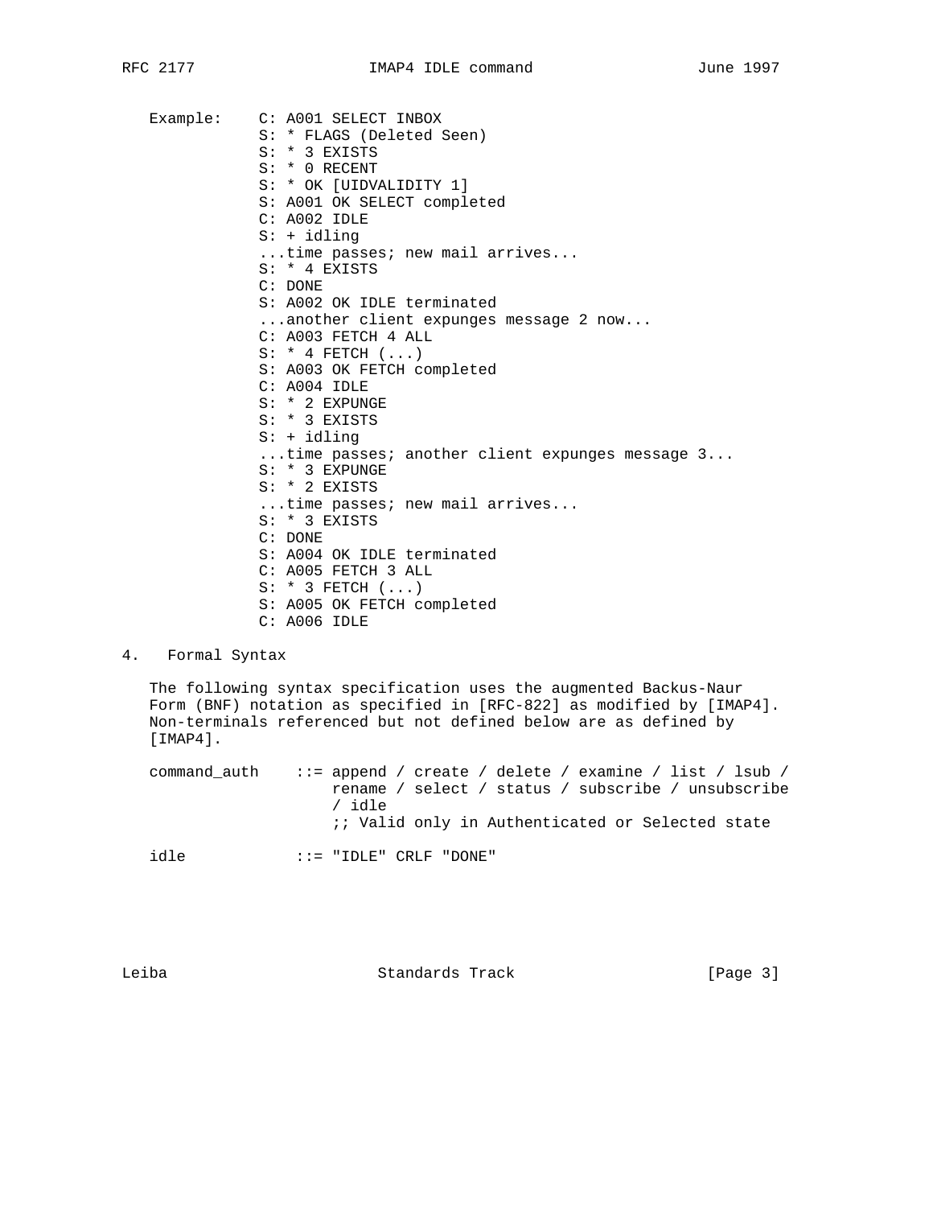Example:

```
C: A001 SELECT INBOX
S: * FLAGS (Deleted Seen)
S: * 3 EXISTS
S: * 0 RECENT
S: * OK [UIDVALIDITY 1]
S: A001 OK SELECT completed
C: A002 IDLE
S: + idling
...time passes; new mail arrives...
S: * 4 EXISTS
C: DONE
S: A002 OK IDLE terminated
...another client expunges message 2 now...
C: A003 FETCH 4 ALL
S: * 4 FETCH (...)
S: A003 OK FETCH completed
C: A004 IDLE
S: * 2 EXPUNGE
S: * 3 EXISTS
S: + idling
...time passes; another client expunges message 3...
S: * 3 EXPUNGE
S: * 2 EXISTS
...time passes; new mail arrives...
S: * 3 EXISTS
C: DONE
S: A004 OK IDLE terminated
C: A005 FETCH 3 ALL
S: * 3 FETCH (...)
S: A005 OK FETCH completed
C: A006 IDLE
```

## 4. Formal Syntax

The following syntax specification uses the augmented Backus-Naur Form (BNF) notation as specified in [RFC-822] as modified by [IMAP4]. Non-terminals referenced but not defined below are as defined by [IMAP4].

```
command_auth    ::= append / create / delete / examine / list / lsub /
                    rename / select / status / subscribe / unsubscribe
                    / idle
                    ;; Valid only in Authenticated or Selected state

idle            ::= "IDLE" CRLF "DONE"
```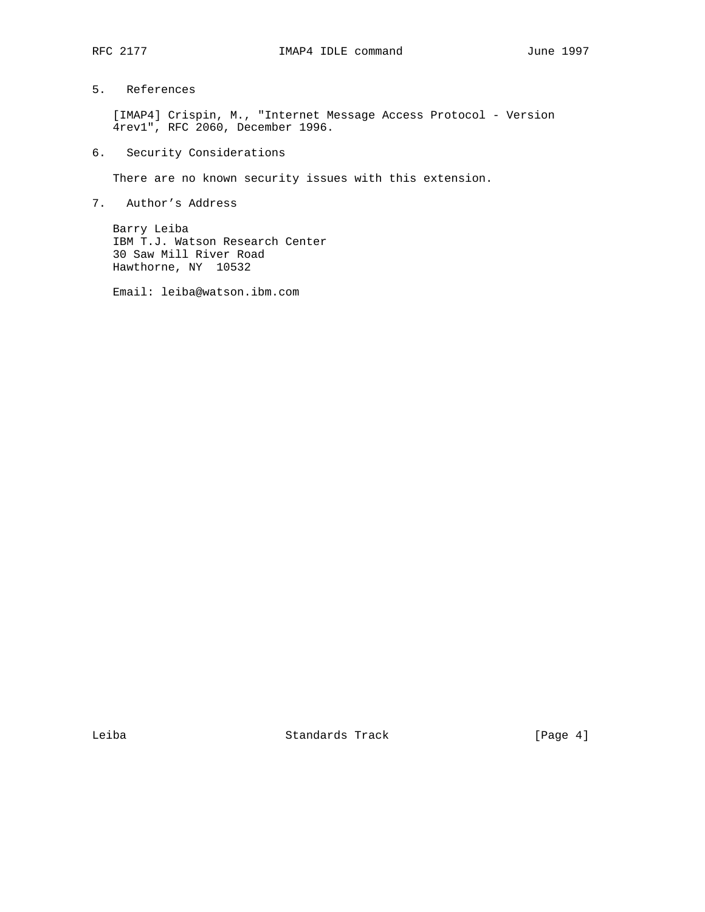## 5. References

[IMAP4] Crispin, M., "Internet Message Access Protocol - Version 4rev1", RFC 2060, December 1996.

## 6. Security Considerations

There are no known security issues with this extension.

## 7. Author's Address

Barry Leiba
IBM T.J. Watson Research Center
30 Saw Mill River Road
Hawthorne, NY  10532

Email: leiba@watson.ibm.com